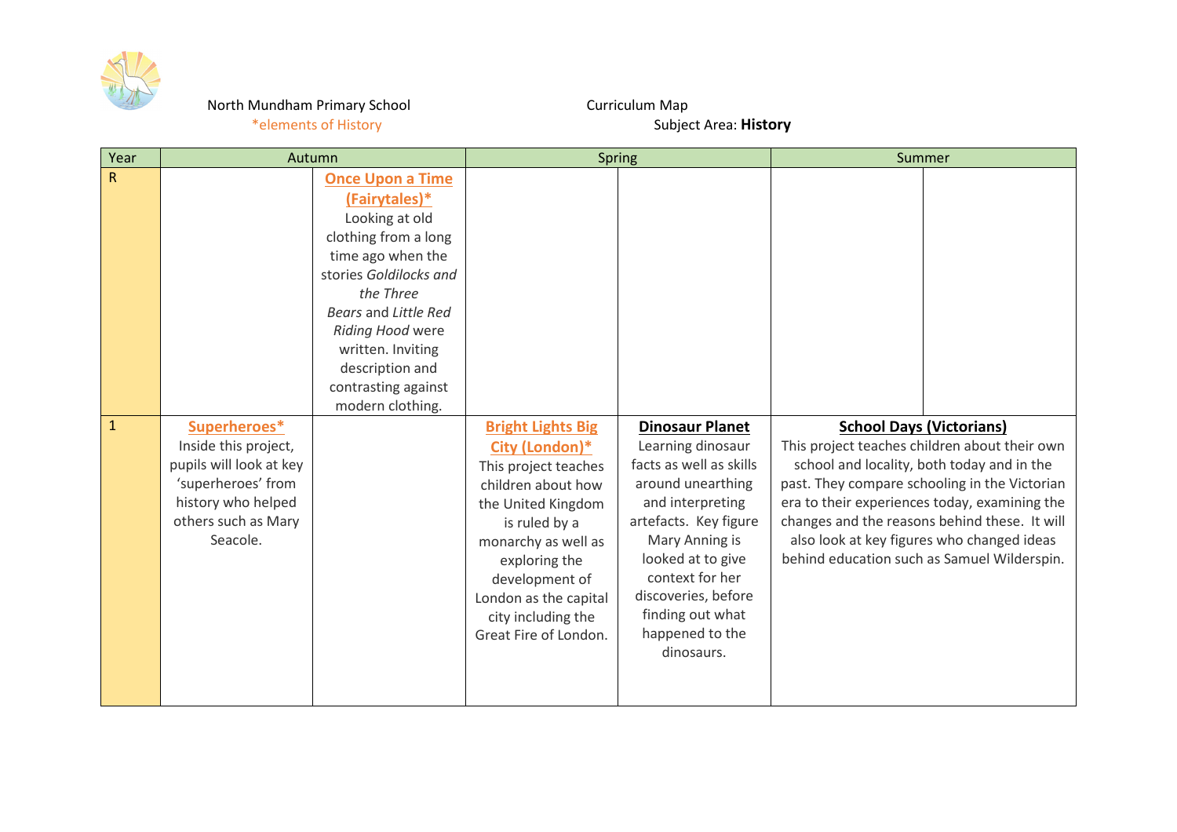North Mundham Primary School

*elements of History

Curriculum Map

Subject Area: **History**

| Year | Autumn | | Spring | | Summer | |
|---|---|---|---|---|---|---|
| R | | **Once Upon a Time (Fairytales)*** Looking at old clothing from a long time ago when the stories *Goldilocks and the Three Bears* and *Little Red Riding Hood* were written. Inviting description and contrasting against modern clothing. | | | | |
| 1 | **Superheroes*** Inside this project, pupils will look at key 'superheroes' from history who helped others such as Mary Seacole. | | **Bright Lights Big City (London)*** This project teaches children about how the United Kingdom is ruled by a monarchy as well as exploring the development of London as the capital city including the Great Fire of London. | **Dinosaur Planet** Learning dinosaur facts as well as skills around unearthing and interpreting artefacts. Key figure Mary Anning is looked at to give context for her discoveries, before finding out what happened to the dinosaurs. | **School Days (Victorians)** This project teaches children about their own school and locality, both today and in the past. They compare schooling in the Victorian era to their experiences today, examining the changes and the reasons behind these. It will also look at key figures who changed ideas behind education such as Samuel Wilderspin. | |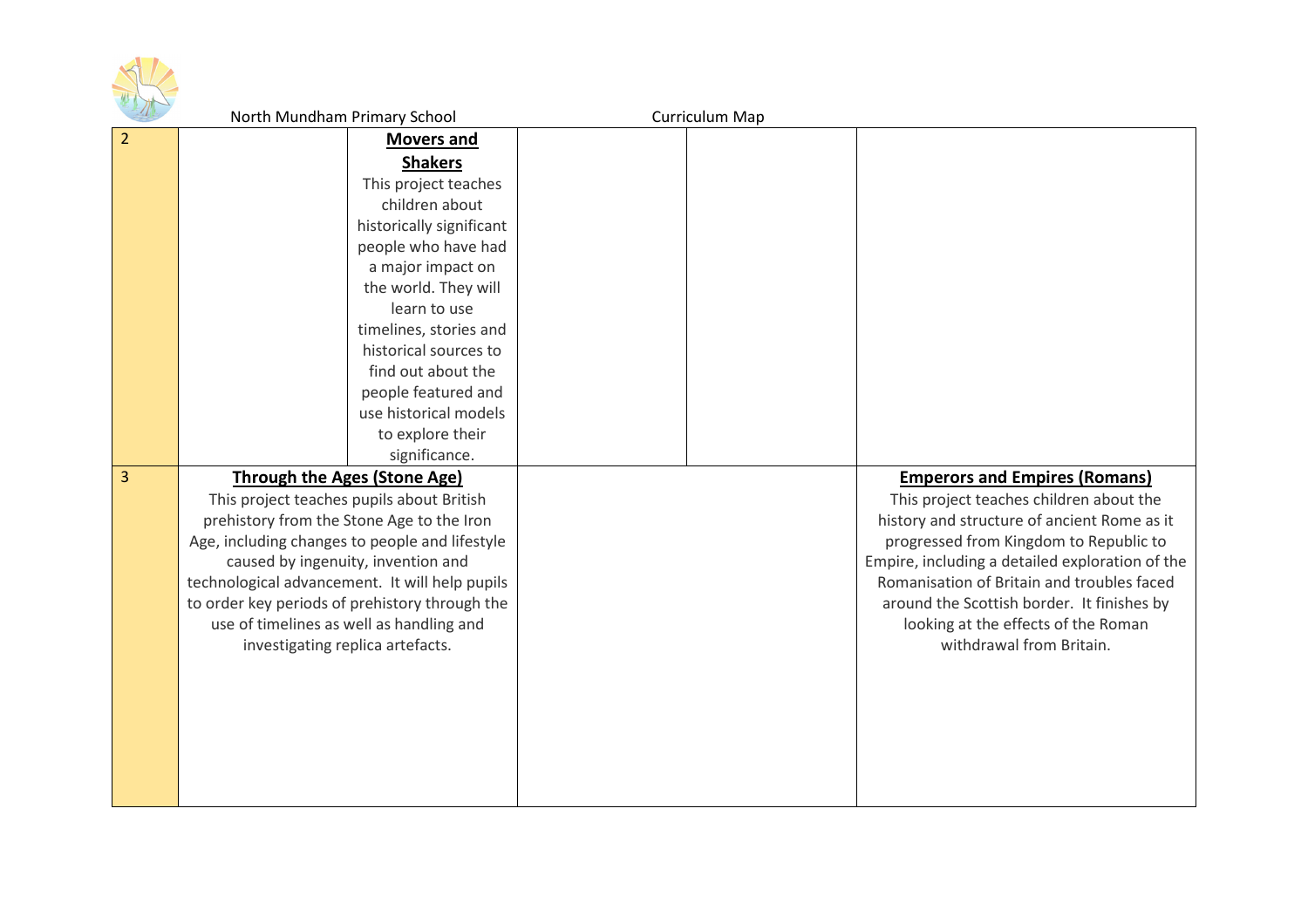| | | | | | | |
|---|---|---|---|---|---|---|
| 2 | | **Movers and Shakers**<br>This project teaches children about historically significant people who have had a major impact on the world. They will learn to use timelines, stories and historical sources to find out about the people featured and use historical models to explore their significance. | | | | |
| 3 | **Through the Ages (Stone Age)**<br>This project teaches pupils about British prehistory from the Stone Age to the Iron Age, including changes to people and lifestyle caused by ingenuity, invention and technological advancement. It will help pupils to order key periods of prehistory through the use of timelines as well as handling and investigating replica artefacts. | | | | **Emperors and Empires (Romans)**<br>This project teaches children about the history and structure of ancient Rome as it progressed from Kingdom to Republic to Empire, including a detailed exploration of the Romanisation of Britain and troubles faced around the Scottish border. It finishes by looking at the effects of the Roman withdrawal from Britain. | |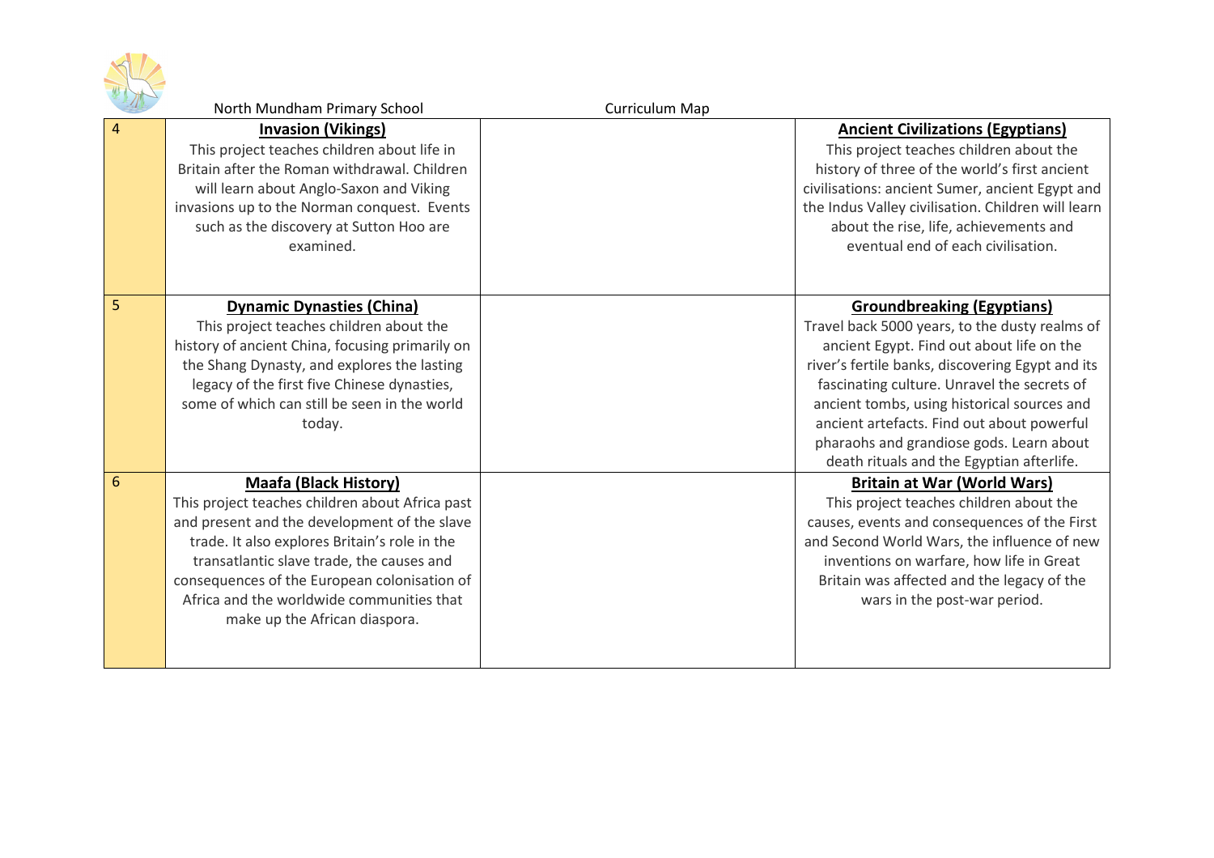North Mundham Primary School Curriculum Map

| | | | |
|---|---|---|---|
| 4 | **Invasion (Vikings)**<br>This project teaches children about life in Britain after the Roman withdrawal. Children will learn about Anglo-Saxon and Viking invasions up to the Norman conquest. Events such as the discovery at Sutton Hoo are examined. | | **Ancient Civilizations (Egyptians)**<br>This project teaches children about the history of three of the world's first ancient civilisations: ancient Sumer, ancient Egypt and the Indus Valley civilisation. Children will learn about the rise, life, achievements and eventual end of each civilisation. |
| 5 | **Dynamic Dynasties (China)**<br>This project teaches children about the history of ancient China, focusing primarily on the Shang Dynasty, and explores the lasting legacy of the first five Chinese dynasties, some of which can still be seen in the world today. | | **Groundbreaking (Egyptians)**<br>Travel back 5000 years, to the dusty realms of ancient Egypt. Find out about life on the river's fertile banks, discovering Egypt and its fascinating culture. Unravel the secrets of ancient tombs, using historical sources and ancient artefacts. Find out about powerful pharaohs and grandiose gods. Learn about death rituals and the Egyptian afterlife. |
| 6 | **Maafa (Black History)**<br>This project teaches children about Africa past and present and the development of the slave trade. It also explores Britain's role in the transatlantic slave trade, the causes and consequences of the European colonisation of Africa and the worldwide communities that make up the African diaspora. | | **Britain at War (World Wars)**<br>This project teaches children about the causes, events and consequences of the First and Second World Wars, the influence of new inventions on warfare, how life in Great Britain was affected and the legacy of the wars in the post-war period. |